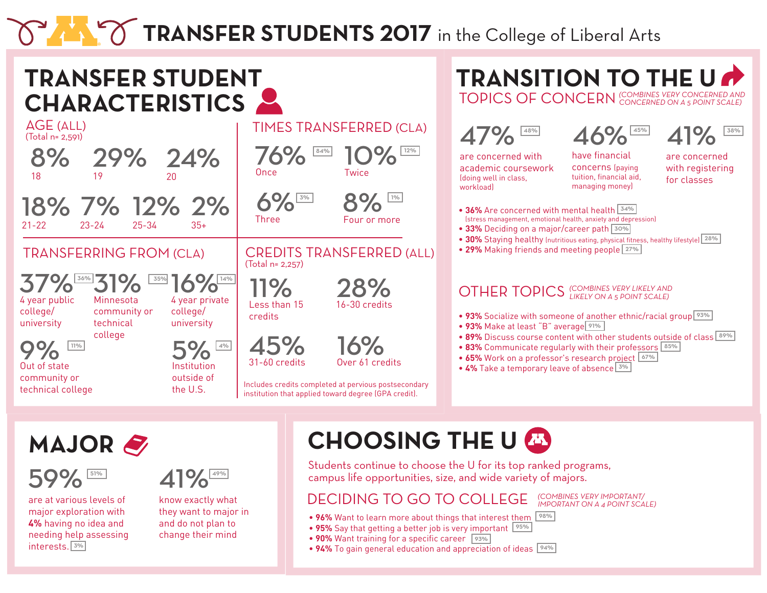# TRANSFER STUDENTS 2017 in the College of Liberal Arts

## TRANSFER STUDENT CHARACTERISTICS

### AGE (ALL)
(Total n= 2,591)

- 8% 18
- 29% 19
- 24% 20
- 18% 21-22
- 7% 23-24
- 12% 25-34
- 2% 35+

### TIMES TRANSFERRED (CLA)

- 76% Once [84%]
- 10% Twice [12%]
- 6% Three [3%]
- 8% Four or more [1%]

### TRANSFERRING FROM (CLA)

- 37% [36%] 4 year public college/ university
- 31% [35%] Minnesota community or technical college
- 16% [14%] 4 year private college/ university
- 9% [11%] Out of state community or technical college
- 5% [4%] Institution outside of the U.S.

### CREDITS TRANSFERRED (ALL)
(Total n= 2,257)

- 11% Less than 15 credits
- 28% 16-30 credits
- 45% 31-60 credits
- 16% Over 61 credits

Includes credits completed at pervious postsecondary institution that applied toward degree (GPA credit).

## TRANSITION TO THE U

### TOPICS OF CONCERN (COMBINES VERY CONCERNED AND CONCERNED ON A 5 POINT SCALE)

- 47% [48%] are concerned with academic coursework (doing well in class, workload)
- 46% [45%] have financial concerns (paying tuition, financial aid, managing money)
- 41% [38%] are concerned with registering for classes

- **36%** Are concerned with mental health [34%] (stress management, emotional health, anxiety and depression)
- **33%** Deciding on a major/career path [30%]
- **30%** Staying healthy (nutritious eating, physical fitness, healthy lifestyle) [28%]
- **29%** Making friends and meeting people [27%]

### OTHER TOPICS (COMBINES VERY LIKELY AND LIKELY ON A 5 POINT SCALE)

- **93%** Socialize with someone of another ethnic/racial group [93%]
- **93%** Make at least "B" average [91%]
- **89%** Discuss course content with other students outside of class [89%]
- **83%** Communicate regularly with their professors [85%]
- **65%** Work on a professor's research project [67%]
- **4%** Take a temporary leave of absence [3%]

## MAJOR

- 59% [51%] are at various levels of major exploration with **4%** having no idea and needing help assessing interests. [3%]
- 41% [49%] know exactly what they want to major in and do not plan to change their mind

## CHOOSING THE U

Students continue to choose the U for its top ranked programs, campus life opportunities, size, and wide variety of majors.

### DECIDING TO GO TO COLLEGE (COMBINES VERY IMPORTANT/ IMPORTANT ON A 4 POINT SCALE)

- **96%** Want to learn more about things that interest them [98%]
- **95%** Say that getting a better job is very important [95%]
- **90%** Want training for a specific career [93%]
- **94%** To gain general education and appreciation of ideas [94%]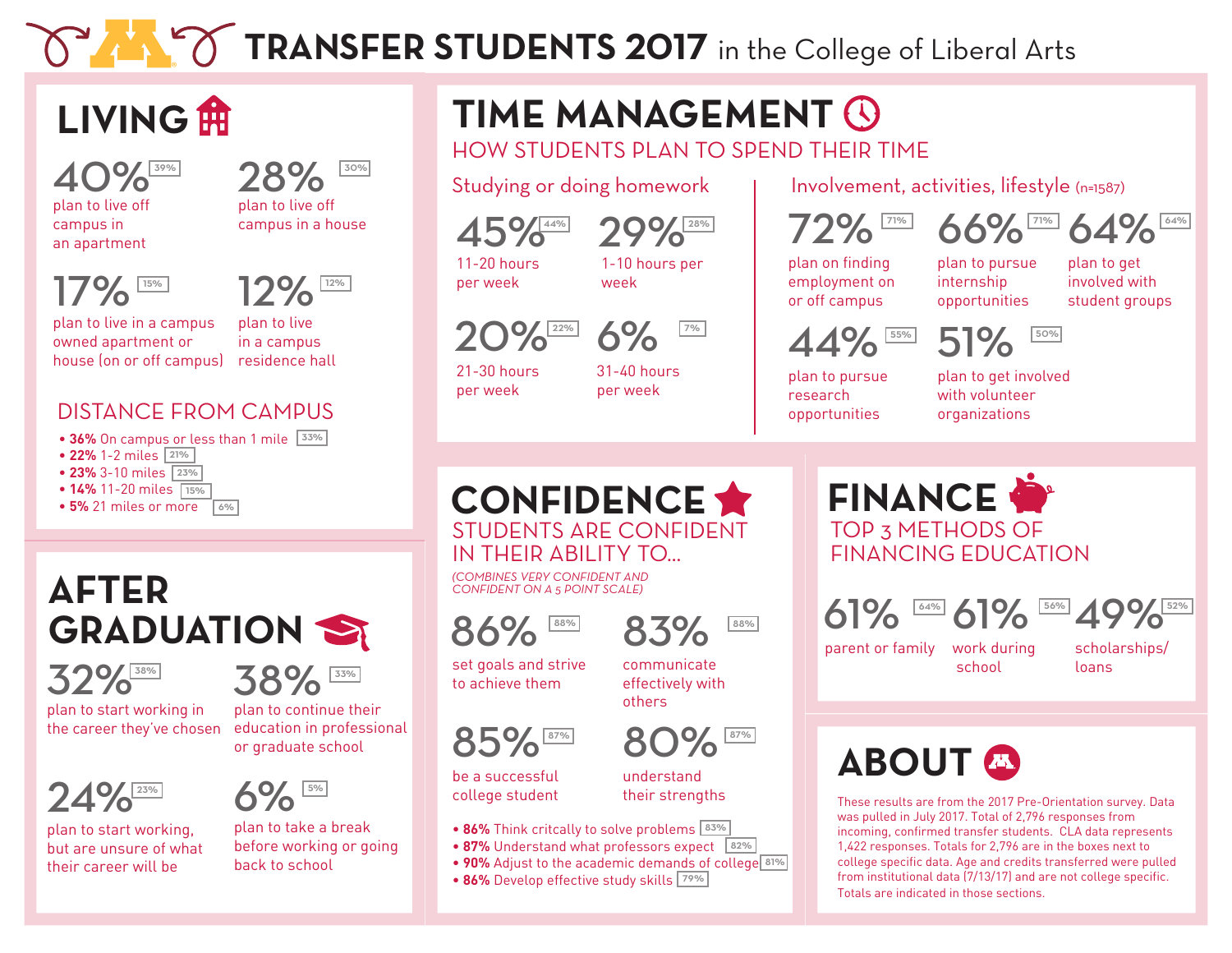# TRANSFER STUDENTS 2017 in the College of Liberal Arts

## LIVING

40% [39%] plan to live off campus in an apartment

28% [30%] plan to live off campus in a house

17% [15%] plan to live in a campus owned apartment or house (on or off campus)

12% [12%] plan to live in a campus residence hall

### DISTANCE FROM CAMPUS

- **36%** On campus or less than 1 mile [33%]
- **22%** 1-2 miles [21%]
- **23%** 3-10 miles [23%]
- **14%** 11-20 miles [15%]
- **5%** 21 miles or more [6%]

## AFTER GRADUATION

32% [38%] plan to start working in the career they've chosen

38% [33%] plan to continue their education in professional or graduate school

24% [23%] plan to start working, but are unsure of what their career will be

6% [5%] plan to take a break before working or going back to school

## TIME MANAGEMENT

### HOW STUDENTS PLAN TO SPEND THEIR TIME

#### Studying or doing homework

45% [44%] 11-20 hours per week

29% [28%] 1-10 hours per week

20% [22%] 21-30 hours per week

6% [7%] 31-40 hours per week

#### Involvement, activities, lifestyle (n=1587)

72% [71%] plan on finding employment on or off campus

66% [71%] plan to pursue internship opportunities

64% [64%] plan to get involved with student groups

44% [55%] plan to pursue research opportunities

51% [50%] plan to get involved with volunteer organizations

## CONFIDENCE

### STUDENTS ARE CONFIDENT IN THEIR ABILITY TO...

*(COMBINES VERY CONFIDENT AND CONFIDENT ON A 5 POINT SCALE)*

86% [88%] set goals and strive to achieve them

83% [88%] communicate effectively with others

85% [87%] be a successful college student

80% [87%] understand their strengths

- **86%** Think critcally to solve problems [83%]
- **87%** Understand what professors expect [82%]
- **90%** Adjust to the academic demands of college [81%]
- **86%** Develop effective study skills [79%]

## FINANCE

### TOP 3 METHODS OF FINANCING EDUCATION

61% [64%] parent or family

61% [56%] work during school

49% [52%] scholarships/ loans

## ABOUT

These results are from the 2017 Pre-Orientation survey. Data was pulled in July 2017. Total of 2,796 responses from incoming, confirmed transfer students. CLA data represents 1,422 responses. Totals for 2,796 are in the boxes next to college specific data. Age and credits transferred were pulled from institutional data (7/13/17) and are not college specific. Totals are indicated in those sections.